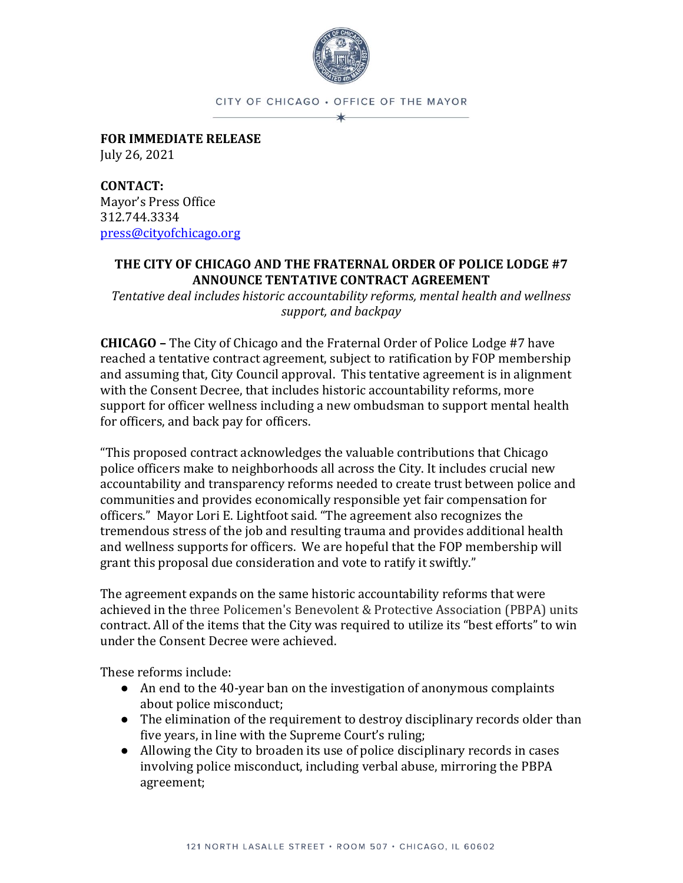CITY OF CHICAGO • OFFICE OF THE MAYOR

**FOR IMMEDIATE RELEASE**
July 26, 2021

**CONTACT:**
Mayor's Press Office
312.744.3334
press@cityofchicago.org

## THE CITY OF CHICAGO AND THE FRATERNAL ORDER OF POLICE LODGE #7 ANNOUNCE TENTATIVE CONTRACT AGREEMENT

*Tentative deal includes historic accountability reforms, mental health and wellness support, and backpay*

**CHICAGO –** The City of Chicago and the Fraternal Order of Police Lodge #7 have reached a tentative contract agreement, subject to ratification by FOP membership and assuming that, City Council approval. This tentative agreement is in alignment with the Consent Decree, that includes historic accountability reforms, more support for officer wellness including a new ombudsman to support mental health for officers, and back pay for officers.

"This proposed contract acknowledges the valuable contributions that Chicago police officers make to neighborhoods all across the City. It includes crucial new accountability and transparency reforms needed to create trust between police and communities and provides economically responsible yet fair compensation for officers." Mayor Lori E. Lightfoot said. "The agreement also recognizes the tremendous stress of the job and resulting trauma and provides additional health and wellness supports for officers. We are hopeful that the FOP membership will grant this proposal due consideration and vote to ratify it swiftly."

The agreement expands on the same historic accountability reforms that were achieved in the three Policemen's Benevolent & Protective Association (PBPA) units contract. All of the items that the City was required to utilize its "best efforts" to win under the Consent Decree were achieved.

These reforms include:

- An end to the 40-year ban on the investigation of anonymous complaints about police misconduct;
- The elimination of the requirement to destroy disciplinary records older than five years, in line with the Supreme Court's ruling;
- Allowing the City to broaden its use of police disciplinary records in cases involving police misconduct, including verbal abuse, mirroring the PBPA agreement;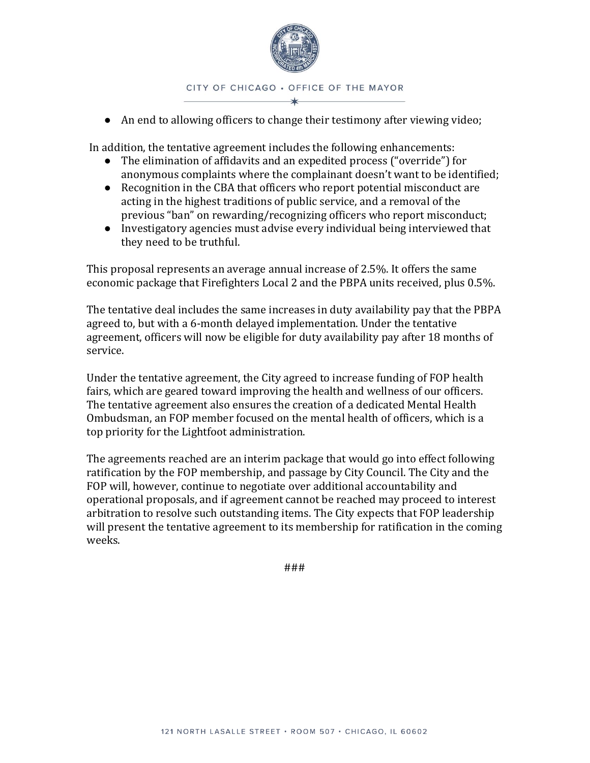- An end to allowing officers to change their testimony after viewing video;

In addition, the tentative agreement includes the following enhancements:

- The elimination of affidavits and an expedited process ("override") for anonymous complaints where the complainant doesn't want to be identified;
- Recognition in the CBA that officers who report potential misconduct are acting in the highest traditions of public service, and a removal of the previous "ban" on rewarding/recognizing officers who report misconduct;
- Investigatory agencies must advise every individual being interviewed that they need to be truthful.

This proposal represents an average annual increase of 2.5%. It offers the same economic package that Firefighters Local 2 and the PBPA units received, plus 0.5%.

The tentative deal includes the same increases in duty availability pay that the PBPA agreed to, but with a 6-month delayed implementation. Under the tentative agreement, officers will now be eligible for duty availability pay after 18 months of service.

Under the tentative agreement, the City agreed to increase funding of FOP health fairs, which are geared toward improving the health and wellness of our officers. The tentative agreement also ensures the creation of a dedicated Mental Health Ombudsman, an FOP member focused on the mental health of officers, which is a top priority for the Lightfoot administration.

The agreements reached are an interim package that would go into effect following ratification by the FOP membership, and passage by City Council. The City and the FOP will, however, continue to negotiate over additional accountability and operational proposals, and if agreement cannot be reached may proceed to interest arbitration to resolve such outstanding items. The City expects that FOP leadership will present the tentative agreement to its membership for ratification in the coming weeks.

###